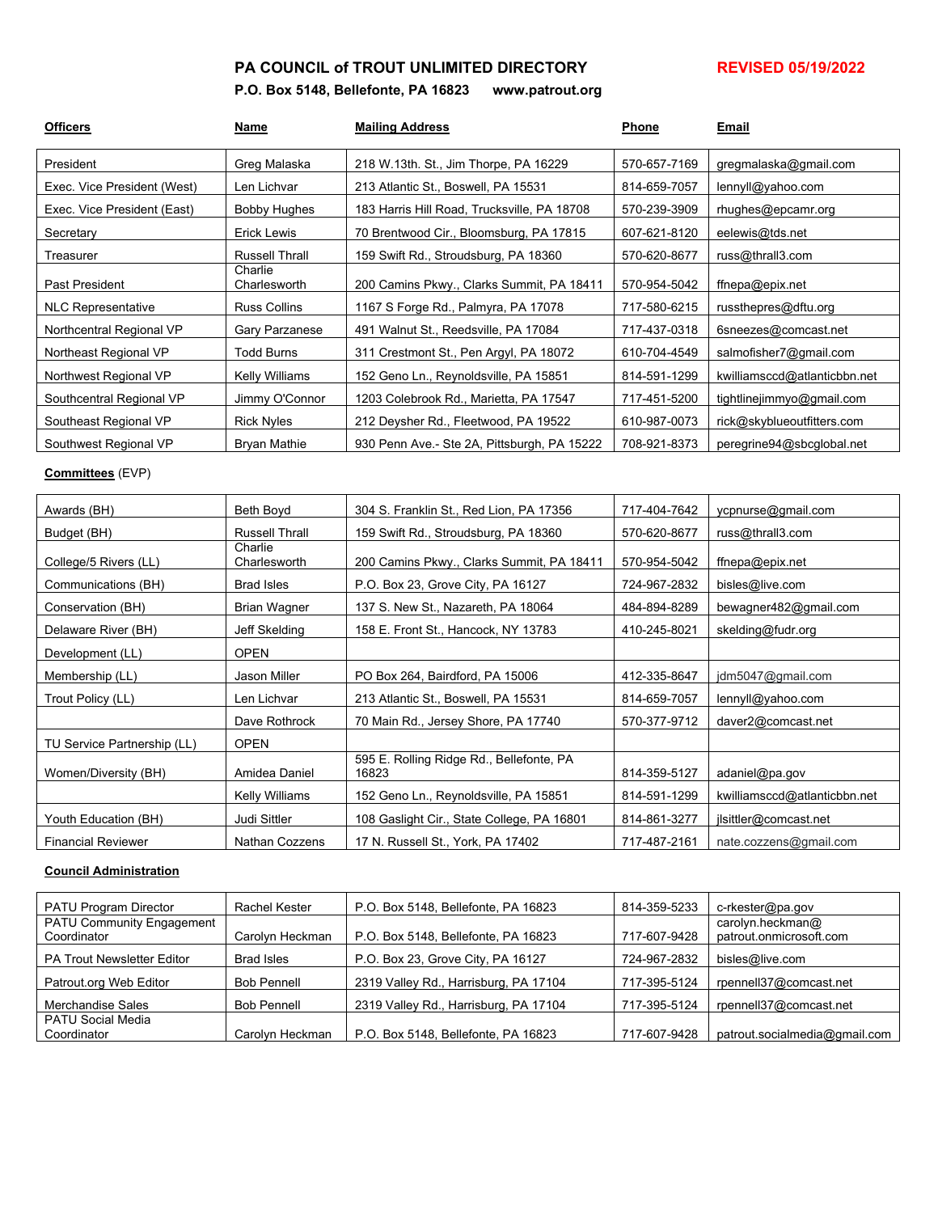# PA COUNCIL of TROUT UNLIMITED DIRECTORY

**REVISED 05/19/2022**

**P.O. Box 5148, Bellefonte, PA 16823     www.patrout.org**

| Officers | Name | Mailing Address | Phone | Email |
|---|---|---|---|---|
| President | Greg Malaska | 218 W.13th. St., Jim Thorpe, PA 16229 | 570-657-7169 | gregmalaska@gmail.com |
| Exec. Vice President (West) | Len Lichvar | 213 Atlantic St., Boswell, PA 15531 | 814-659-7057 | lennyll@yahoo.com |
| Exec. Vice President (East) | Bobby Hughes | 183 Harris Hill Road, Trucksville, PA 18708 | 570-239-3909 | rhughes@epcamr.org |
| Secretary | Erick Lewis | 70 Brentwood Cir., Bloomsburg, PA 17815 | 607-621-8120 | eelewis@tds.net |
| Treasurer | Russell Thrall | 159 Swift Rd., Stroudsburg, PA 18360 | 570-620-8677 | russ@thrall3.com |
| Past President | Charlie Charlesworth | 200 Camins Pkwy., Clarks Summit, PA 18411 | 570-954-5042 | ffnepa@epix.net |
| NLC Representative | Russ Collins | 1167 S Forge Rd., Palmyra, PA 17078 | 717-580-6215 | russthepres@dftu.org |
| Northcentral Regional VP | Gary Parzanese | 491 Walnut St., Reedsville, PA 17084 | 717-437-0318 | 6sneezes@comcast.net |
| Northeast Regional VP | Todd Burns | 311 Crestmont St., Pen Argyl, PA 18072 | 610-704-4549 | salmofisher7@gmail.com |
| Northwest Regional VP | Kelly Williams | 152 Geno Ln., Reynoldsville, PA 15851 | 814-591-1299 | kwilliamsccd@atlanticbbn.net |
| Southcentral Regional VP | Jimmy O'Connor | 1203 Colebrook Rd., Marietta, PA 17547 | 717-451-5200 | tightlinejimmyo@gmail.com |
| Southeast Regional VP | Rick Nyles | 212 Deysher Rd., Fleetwood, PA 19522 | 610-987-0073 | rick@skyblueoutfitters.com |
| Southwest Regional VP | Bryan Mathie | 930 Penn Ave.- Ste 2A, Pittsburgh, PA 15222 | 708-921-8373 | peregrine94@sbcglobal.net |

**Committees** (EVP)

| Committee | Name | Mailing Address | Phone | Email |
|---|---|---|---|---|
| Awards (BH) | Beth Boyd | 304 S. Franklin St., Red Lion, PA 17356 | 717-404-7642 | ycpnurse@gmail.com |
| Budget (BH) | Russell Thrall | 159 Swift Rd., Stroudsburg, PA 18360 | 570-620-8677 | russ@thrall3.com |
| College/5 Rivers (LL) | Charlie Charlesworth | 200 Camins Pkwy., Clarks Summit, PA 18411 | 570-954-5042 | ffnepa@epix.net |
| Communications (BH) | Brad Isles | P.O. Box 23, Grove City, PA 16127 | 724-967-2832 | bisles@live.com |
| Conservation (BH) | Brian Wagner | 137 S. New St., Nazareth, PA 18064 | 484-894-8289 | bewagner482@gmail.com |
| Delaware River (BH) | Jeff Skelding | 158 E. Front St., Hancock, NY 13783 | 410-245-8021 | skelding@fudr.org |
| Development (LL) | OPEN | | | |
| Membership (LL) | Jason Miller | PO Box 264, Bairdford, PA 15006 | 412-335-8647 | jdm5047@gmail.com |
| Trout Policy (LL) | Len Lichvar | 213 Atlantic St., Boswell, PA 15531 | 814-659-7057 | lennyll@yahoo.com |
| | Dave Rothrock | 70 Main Rd., Jersey Shore, PA 17740 | 570-377-9712 | daver2@comcast.net |
| TU Service Partnership (LL) | OPEN | | | |
| Women/Diversity (BH) | Amidea Daniel | 595 E. Rolling Ridge Rd., Bellefonte, PA 16823 | 814-359-5127 | adaniel@pa.gov |
| | Kelly Williams | 152 Geno Ln., Reynoldsville, PA 15851 | 814-591-1299 | kwilliamsccd@atlanticbbn.net |
| Youth Education (BH) | Judi Sittler | 108 Gaslight Cir., State College, PA 16801 | 814-861-3277 | jlsittler@comcast.net |
| Financial Reviewer | Nathan Cozzens | 17 N. Russell St., York, PA 17402 | 717-487-2161 | nate.cozzens@gmail.com |

**Council Administration**

| Position | Name | Mailing Address | Phone | Email |
|---|---|---|---|---|
| PATU Program Director | Rachel Kester | P.O. Box 5148, Bellefonte, PA 16823 | 814-359-5233 | c-rkester@pa.gov |
| PATU Community Engagement Coordinator | Carolyn Heckman | P.O. Box 5148, Bellefonte, PA 16823 | 717-607-9428 | carolyn.heckman@patrout.onmicrosoft.com |
| PA Trout Newsletter Editor | Brad Isles | P.O. Box 23, Grove City, PA 16127 | 724-967-2832 | bisles@live.com |
| Patrout.org Web Editor | Bob Pennell | 2319 Valley Rd., Harrisburg, PA 17104 | 717-395-5124 | rpennell37@comcast.net |
| Merchandise Sales | Bob Pennell | 2319 Valley Rd., Harrisburg, PA 17104 | 717-395-5124 | rpennell37@comcast.net |
| PATU Social Media Coordinator | Carolyn Heckman | P.O. Box 5148, Bellefonte, PA 16823 | 717-607-9428 | patrout.socialmedia@gmail.com |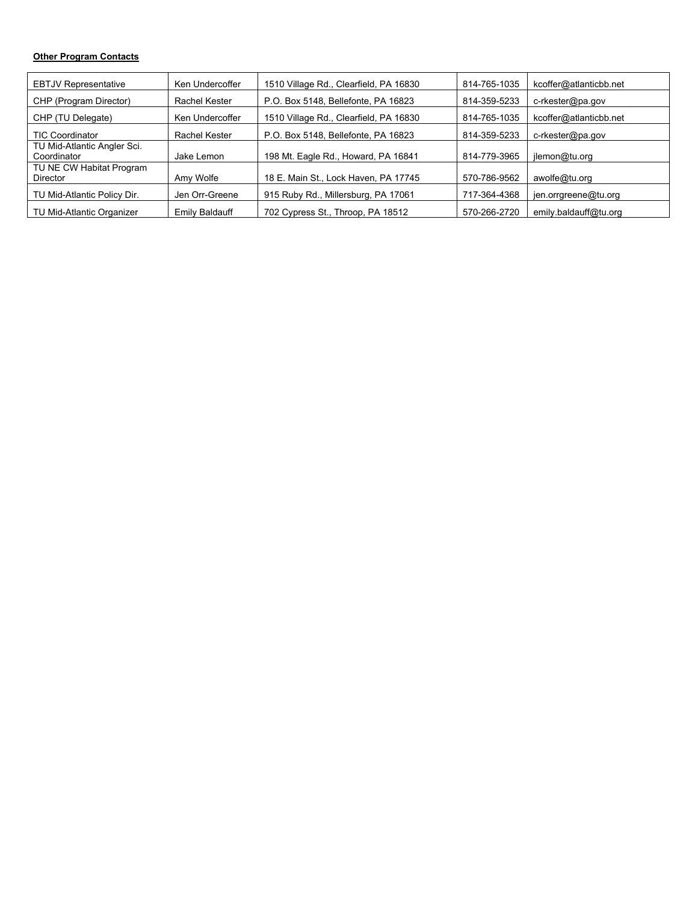**Other Program Contacts**

| | | | | |
|---|---|---|---|---|
| EBTJV Representative | Ken Undercoffer | 1510 Village Rd., Clearfield, PA 16830 | 814-765-1035 | kcoffer@atlanticbb.net |
| CHP (Program Director) | Rachel Kester | P.O. Box 5148, Bellefonte, PA 16823 | 814-359-5233 | c-rkester@pa.gov |
| CHP (TU Delegate) | Ken Undercoffer | 1510 Village Rd., Clearfield, PA 16830 | 814-765-1035 | kcoffer@atlanticbb.net |
| TIC Coordinator | Rachel Kester | P.O. Box 5148, Bellefonte, PA 16823 | 814-359-5233 | c-rkester@pa.gov |
| TU Mid-Atlantic Angler Sci. Coordinator | Jake Lemon | 198 Mt. Eagle Rd., Howard, PA 16841 | 814-779-3965 | jlemon@tu.org |
| TU NE CW Habitat Program Director | Amy Wolfe | 18 E. Main St., Lock Haven, PA 17745 | 570-786-9562 | awolfe@tu.org |
| TU Mid-Atlantic Policy Dir. | Jen Orr-Greene | 915 Ruby Rd., Millersburg, PA 17061 | 717-364-4368 | jen.orrgreene@tu.org |
| TU Mid-Atlantic Organizer | Emily Baldauff | 702 Cypress St., Throop, PA 18512 | 570-266-2720 | emily.baldauff@tu.org |